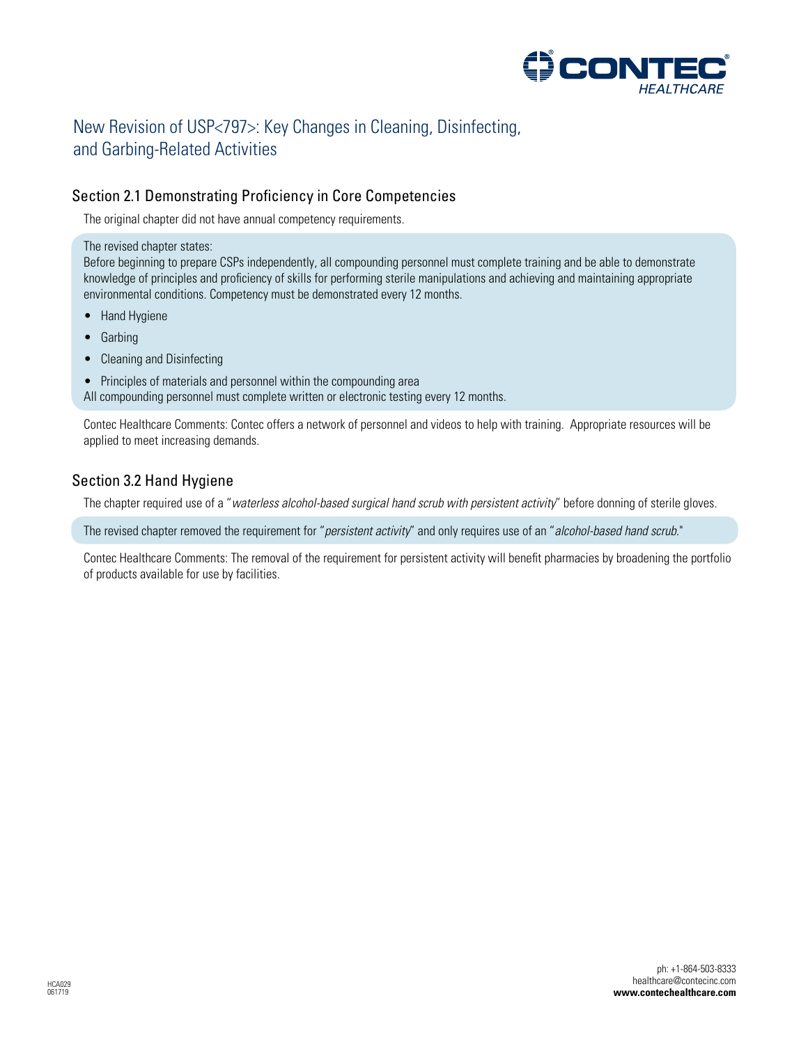# New Revision of USP<797>: Key Changes in Cleaning, Disinfecting, and Garbing-Related Activities

## Section 2.1 Demonstrating Proficiency in Core Competencies

The original chapter did not have annual competency requirements.

The revised chapter states:
Before beginning to prepare CSPs independently, all compounding personnel must complete training and be able to demonstrate knowledge of principles and proficiency of skills for performing sterile manipulations and achieving and maintaining appropriate environmental conditions. Competency must be demonstrated every 12 months.

- Hand Hygiene
- Garbing
- Cleaning and Disinfecting
- Principles of materials and personnel within the compounding area

All compounding personnel must complete written or electronic testing every 12 months.

Contec Healthcare Comments: Contec offers a network of personnel and videos to help with training. Appropriate resources will be applied to meet increasing demands.

## Section 3.2 Hand Hygiene

The chapter required use of a "*waterless alcohol-based surgical hand scrub with persistent activity*" before donning of sterile gloves.

The revised chapter removed the requirement for "*persistent activity*" and only requires use of an "*alcohol-based hand scrub.*"

Contec Healthcare Comments: The removal of the requirement for persistent activity will benefit pharmacies by broadening the portfolio of products available for use by facilities.

HCA029
061719

ph: +1-864-503-8333
healthcare@contecinc.com
**www.contechealthcare.com**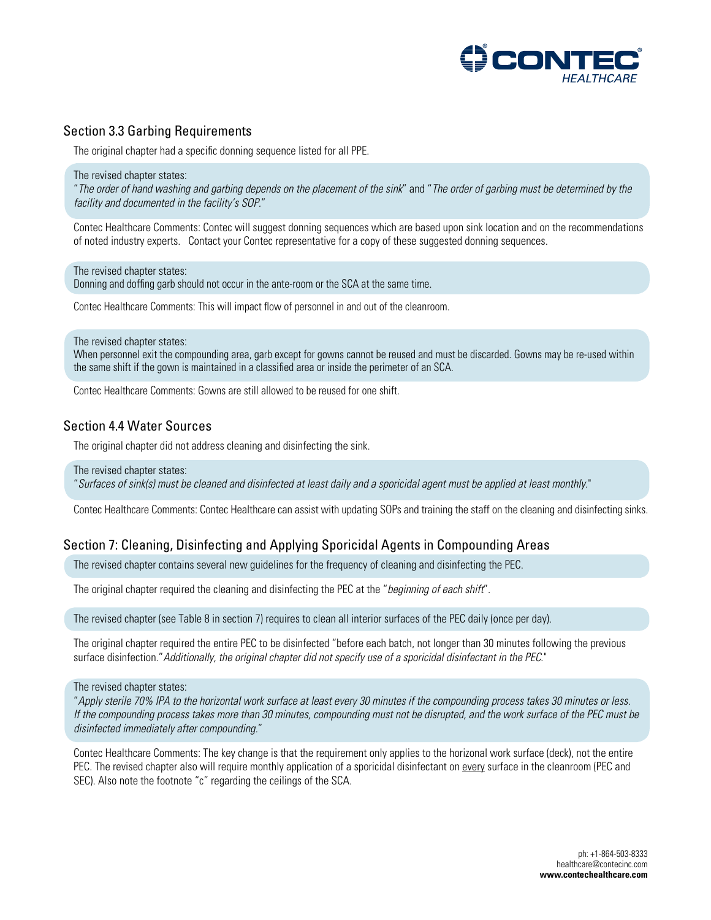## Section 3.3 Garbing Requirements

The original chapter had a specific donning sequence listed for all PPE.

The revised chapter states:
"*The order of hand washing and garbing depends on the placement of the sink*" and "*The order of garbing must be determined by the facility and documented in the facility's SOP.*"

Contec Healthcare Comments: Contec will suggest donning sequences which are based upon sink location and on the recommendations of noted industry experts. Contact your Contec representative for a copy of these suggested donning sequences.

The revised chapter states:
Donning and doffing garb should not occur in the ante-room or the SCA at the same time.

Contec Healthcare Comments: This will impact flow of personnel in and out of the cleanroom.

The revised chapter states:
When personnel exit the compounding area, garb except for gowns cannot be reused and must be discarded. Gowns may be re-used within the same shift if the gown is maintained in a classified area or inside the perimeter of an SCA.

Contec Healthcare Comments: Gowns are still allowed to be reused for one shift.

## Section 4.4 Water Sources

The original chapter did not address cleaning and disinfecting the sink.

The revised chapter states:
"*Surfaces of sink(s) must be cleaned and disinfected at least daily and a sporicidal agent must be applied at least monthly.*"

Contec Healthcare Comments: Contec Healthcare can assist with updating SOPs and training the staff on the cleaning and disinfecting sinks.

## Section 7: Cleaning, Disinfecting and Applying Sporicidal Agents in Compounding Areas

The revised chapter contains several new guidelines for the frequency of cleaning and disinfecting the PEC.

The original chapter required the cleaning and disinfecting the PEC at the "*beginning of each shift*".

The revised chapter (see Table 8 in section 7) requires to clean all interior surfaces of the PEC daily (once per day).

The original chapter required the entire PEC to be disinfected "before each batch, not longer than 30 minutes following the previous surface disinfection." *Additionally, the original chapter did not specify use of a sporicidal disinfectant in the PEC.*"

The revised chapter states:
"*Apply sterile 70% IPA to the horizontal work surface at least every 30 minutes if the compounding process takes 30 minutes or less. If the compounding process takes more than 30 minutes, compounding must not be disrupted, and the work surface of the PEC must be disinfected immediately after compounding.*"

Contec Healthcare Comments: The key change is that the requirement only applies to the horizonal work surface (deck), not the entire PEC. The revised chapter also will require monthly application of a sporicidal disinfectant on <u>every</u> surface in the cleanroom (PEC and SEC). Also note the footnote "c" regarding the ceilings of the SCA.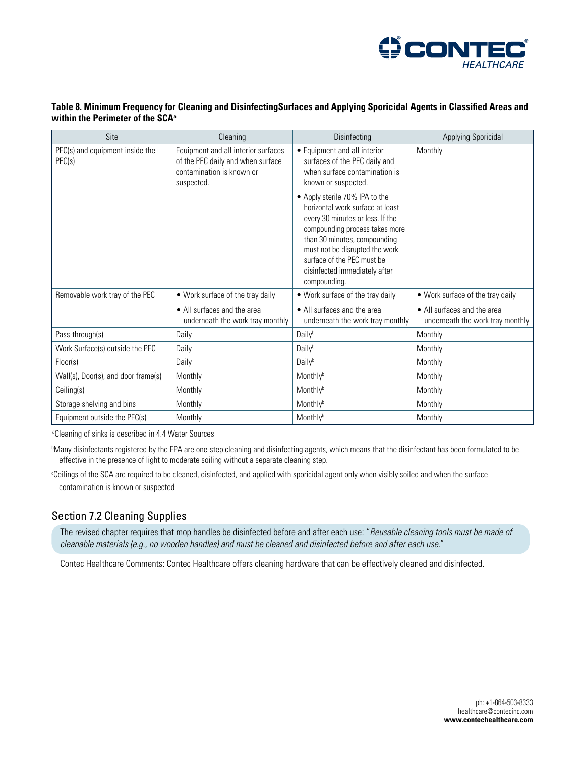**Table 8. Minimum Frequency for Cleaning and DisinfectingSurfaces and Applying Sporicidal Agents in Classified Areas and within the Perimeter of the SCA[a]**

| Site | Cleaning | Disinfecting | Applying Sporicidal |
|---|---|---|---|
| PEC(s) and equipment inside the PEC(s) | Equipment and all interior surfaces of the PEC daily and when surface contamination is known or suspected. | • Equipment and all interior surfaces of the PEC daily and when surface contamination is known or suspected.<br>• Apply sterile 70% IPA to the horizontal work surface at least every 30 minutes or less. If the compounding process takes more than 30 minutes, compounding must not be disrupted the work surface of the PEC must be disinfected immediately after compounding. | Monthly |
| Removable work tray of the PEC | • Work surface of the tray daily<br>• All surfaces and the area underneath the work tray monthly | • Work surface of the tray daily<br>• All surfaces and the area underneath the work tray monthly | • Work surface of the tray daily<br>• All surfaces and the area underneath the work tray monthly |
| Pass-through(s) | Daily | Daily[b] | Monthly |
| Work Surface(s) outside the PEC | Daily | Daily[b] | Monthly |
| Floor(s) | Daily | Daily[b] | Monthly |
| Wall(s), Door(s), and door frame(s) | Monthly | Monthly[b] | Monthly |
| Ceiling(s) | Monthly | Monthly[b] | Monthly |
| Storage shelving and bins | Monthly | Monthly[b] | Monthly |
| Equipment outside the PEC(s) | Monthly | Monthly[b] | Monthly |

[a]Cleaning of sinks is described in 4.4 Water Sources

[b]Many disinfectants registered by the EPA are one-step cleaning and disinfecting agents, which means that the disinfectant has been formulated to be effective in the presence of light to moderate soiling without a separate cleaning step.

[c]Ceilings of the SCA are required to be cleaned, disinfected, and applied with sporicidal agent only when visibly soiled and when the surface contamination is known or suspected

## Section 7.2 Cleaning Supplies

The revised chapter requires that mop handles be disinfected before and after each use: "*Reusable cleaning tools must be made of cleanable materials (e.g., no wooden handles) and must be cleaned and disinfected before and after each use.*"

Contec Healthcare Comments: Contec Healthcare offers cleaning hardware that can be effectively cleaned and disinfected.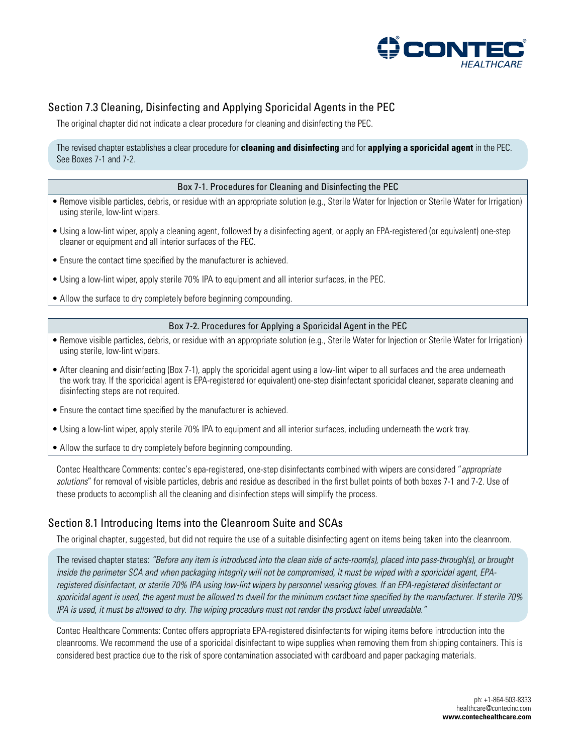## Section 7.3 Cleaning, Disinfecting and Applying Sporicidal Agents in the PEC

The original chapter did not indicate a clear procedure for cleaning and disinfecting the PEC.

The revised chapter establishes a clear procedure for **cleaning and disinfecting** and for **applying a sporicidal agent** in the PEC. See Boxes 7-1 and 7-2.

| Box 7-1. Procedures for Cleaning and Disinfecting the PEC |
|---|
| • Remove visible particles, debris, or residue with an appropriate solution (e.g., Sterile Water for Injection or Sterile Water for Irrigation) using sterile, low-lint wipers.<br>• Using a low-lint wiper, apply a cleaning agent, followed by a disinfecting agent, or apply an EPA-registered (or equivalent) one-step cleaner or equipment and all interior surfaces of the PEC.<br>• Ensure the contact time specified by the manufacturer is achieved.<br>• Using a low-lint wiper, apply sterile 70% IPA to equipment and all interior surfaces, in the PEC.<br>• Allow the surface to dry completely before beginning compounding. |

| Box 7-2. Procedures for Applying a Sporicidal Agent in the PEC |
|---|
| • Remove visible particles, debris, or residue with an appropriate solution (e.g., Sterile Water for Injection or Sterile Water for Irrigation) using sterile, low-lint wipers.<br>• After cleaning and disinfecting (Box 7-1), apply the sporicidal agent using a low-lint wiper to all surfaces and the area underneath the work tray. If the sporicidal agent is EPA-registered (or equivalent) one-step disinfectant sporicidal cleaner, separate cleaning and disinfecting steps are not required.<br>• Ensure the contact time specified by the manufacturer is achieved.<br>• Using a low-lint wiper, apply sterile 70% IPA to equipment and all interior surfaces, including underneath the work tray.<br>• Allow the surface to dry completely before beginning compounding. |

Contec Healthcare Comments: contec's epa-registered, one-step disinfectants combined with wipers are considered "*appropriate solutions*" for removal of visible particles, debris and residue as described in the first bullet points of both boxes 7-1 and 7-2. Use of these products to accomplish all the cleaning and disinfection steps will simplify the process.

## Section 8.1 Introducing Items into the Cleanroom Suite and SCAs

The original chapter, suggested, but did not require the use of a suitable disinfecting agent on items being taken into the cleanroom.

The revised chapter states: *"Before any item is introduced into the clean side of ante-room(s), placed into pass-through(s), or brought inside the perimeter SCA and when packaging integrity will not be compromised, it must be wiped with a sporicidal agent, EPA-registered disinfectant, or sterile 70% IPA using low-lint wipers by personnel wearing gloves. If an EPA-registered disinfectant or sporicidal agent is used, the agent must be allowed to dwell for the minimum contact time specified by the manufacturer. If sterile 70% IPA is used, it must be allowed to dry. The wiping procedure must not render the product label unreadable."*

Contec Healthcare Comments: Contec offers appropriate EPA-registered disinfectants for wiping items before introduction into the cleanrooms. We recommend the use of a sporicidal disinfectant to wipe supplies when removing them from shipping containers. This is considered best practice due to the risk of spore contamination associated with cardboard and paper packaging materials.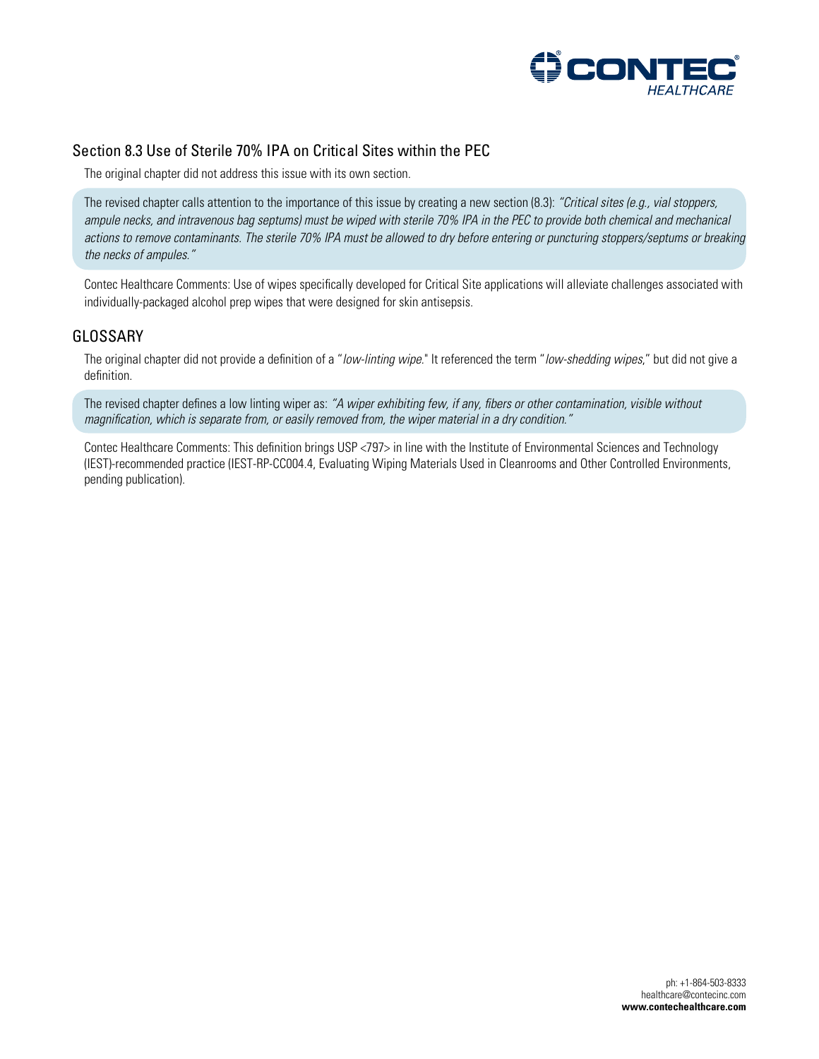## Section 8.3 Use of Sterile 70% IPA on Critical Sites within the PEC

The original chapter did not address this issue with its own section.

The revised chapter calls attention to the importance of this issue by creating a new section (8.3): *"Critical sites (e.g., vial stoppers, ampule necks, and intravenous bag septums) must be wiped with sterile 70% IPA in the PEC to provide both chemical and mechanical actions to remove contaminants. The sterile 70% IPA must be allowed to dry before entering or puncturing stoppers/septums or breaking the necks of ampules."*

Contec Healthcare Comments: Use of wipes specifically developed for Critical Site applications will alleviate challenges associated with individually-packaged alcohol prep wipes that were designed for skin antisepsis.

## GLOSSARY

The original chapter did not provide a definition of a "*low-linting wipe.*" It referenced the term "*low-shedding wipes*," but did not give a definition.

The revised chapter defines a low linting wiper as: *"A wiper exhibiting few, if any, fibers or other contamination, visible without magnification, which is separate from, or easily removed from, the wiper material in a dry condition."*

Contec Healthcare Comments: This definition brings USP <797> in line with the Institute of Environmental Sciences and Technology (IEST)-recommended practice (IEST-RP-CC004.4, Evaluating Wiping Materials Used in Cleanrooms and Other Controlled Environments, pending publication).

ph: +1-864-503-8333
healthcare@contecinc.com
**www.contechealthcare.com**